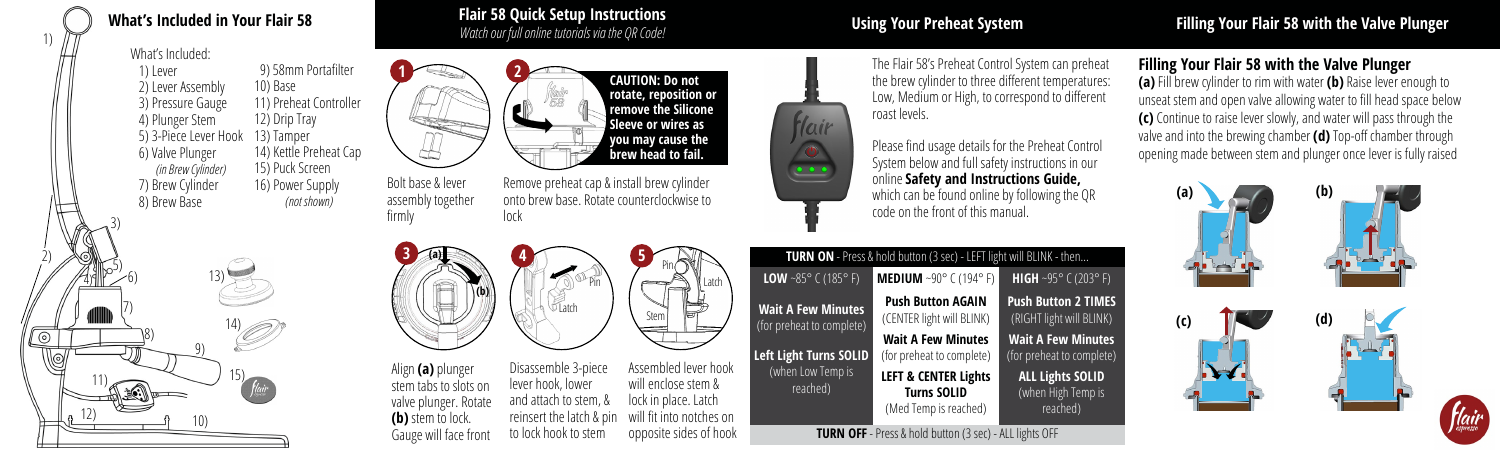## What's Included in Your Flair 58

What's Included:

1) Lever
2) Lever Assembly
3) Pressure Gauge
4) Plunger Stem
5) 3-Piece Lever Hook
6) Valve Plunger *(in Brew Cylinder)*
7) Brew Cylinder
8) Brew Base
9) 58mm Portafilter
10) Base
11) Preheat Controller
12) Drip Tray
13) Tamper
14) Kettle Preheat Cap
15) Puck Screen
16) Power Supply *(not shown)*

## Flair 58 Quick Setup Instructions

*Watch our full online tutorials via the QR Code!*

**1** Bolt base & lever assembly together firmly

**2** Remove preheat cap & install brew cylinder onto brew base. Rotate counterclockwise to lock

**CAUTION: Do not rotate, reposition or remove the Silicone Sleeve or wires as you may cause the brew head to fail.**

**3** Align **(a)** plunger stem tabs to slots on valve plunger. Rotate **(b)** stem to lock. Gauge will face front

**4** Disassemble 3-piece lever hook, lower and attach to stem, & reinsert the latch & pin to lock hook to stem

**5** Assembled lever hook will enclose stem & lock in place. Latch will fit into notches on opposite sides of hook

## Using Your Preheat System

The Flair 58's Preheat Control System can preheat the brew cylinder to three different temperatures: Low, Medium or High, to correspond to different roast levels.

Please find usage details for the Preheat Control System below and full safety instructions in our online **Safety and Instructions Guide,** which can be found online by following the QR code on the front of this manual.

| **TURN ON** - Press & hold button (3 sec) - LEFT light will BLINK - then... | | |
|---|---|---|
| **LOW** ~85° C (185° F) | **MEDIUM** ~90° C (194° F) | **HIGH** ~95° C (203° F) |
| **Wait A Few Minutes** (for preheat to complete) | **Push Button AGAIN** (CENTER light will BLINK) | **Push Button 2 TIMES** (RIGHT light will BLINK) |
| **Left Light Turns SOLID** (when Low Temp is reached) | **Wait A Few Minutes** (for preheat to complete) | **Wait A Few Minutes** (for preheat to complete) |
| | **LEFT & CENTER Lights Turns SOLID** (Med Temp is reached) | **ALL Lights SOLID** (when High Temp is reached) |
| **TURN OFF** - Press & hold button (3 sec) - ALL lights OFF | | |

## Filling Your Flair 58 with the Valve Plunger

**(a)** Fill brew cylinder to rim with water **(b)** Raise lever enough to unseat stem and open valve allowing water to fill head space below **(c)** Continue to raise lever slowly, and water will pass through the valve and into the brewing chamber **(d)** Top-off chamber through opening made between stem and plunger once lever is fully raised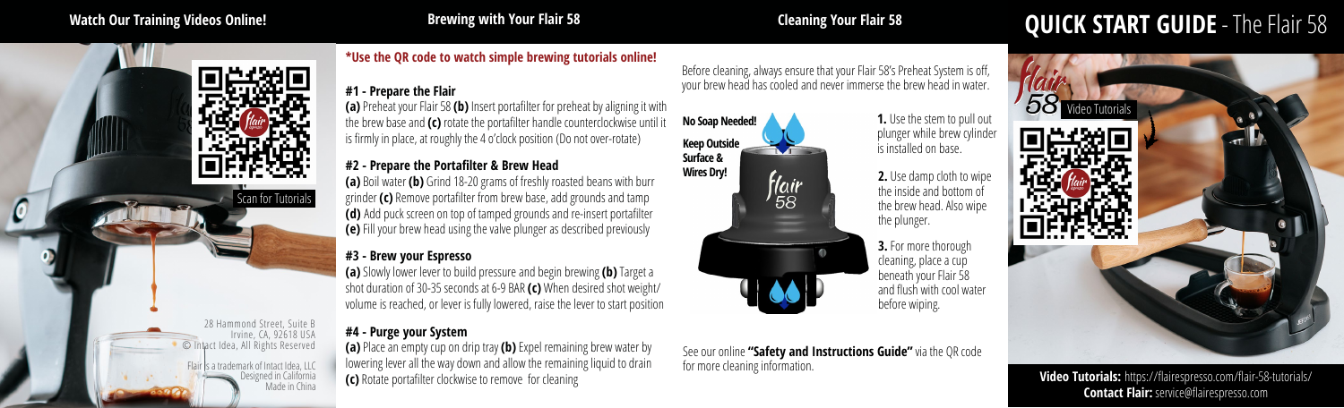## Watch Our Training Videos Online!

Scan for Tutorials

28 Hammond Street, Suite B
Irvine, CA, 92618 USA
© Intact Idea, All Rights Reserved

Flair is a trademark of Intact Idea, LLC
Designed in California
Made in China

## Brewing with Your Flair 58

**\*Use the QR code to watch simple brewing tutorials online!**

### #1 - Prepare the Flair

**(a)** Preheat your Flair 58 **(b)** Insert portafilter for preheat by aligning it with the brew base and **(c)** rotate the portafilter handle counterclockwise until it is firmly in place, at roughly the 4 o'clock position (Do not over-rotate)

### #2 - Prepare the Portafilter & Brew Head

**(a)** Boil water **(b)** Grind 18-20 grams of freshly roasted beans with burr grinder **(c)** Remove portafilter from brew base, add grounds and tamp **(d)** Add puck screen on top of tamped grounds and re-insert portafilter **(e)** Fill your brew head using the valve plunger as described previously

### #3 - Brew your Espresso

**(a)** Slowly lower lever to build pressure and begin brewing **(b)** Target a shot duration of 30-35 seconds at 6-9 BAR **(c)** When desired shot weight/ volume is reached, or lever is fully lowered, raise the lever to start position

### #4 - Purge your System

**(a)** Place an empty cup on drip tray **(b)** Expel remaining brew water by lowering lever all the way down and allow the remaining liquid to drain **(c)** Rotate portafilter clockwise to remove for cleaning

## Cleaning Your Flair 58

Before cleaning, always ensure that your Flair 58's Preheat System is off, your brew head has cooled and never immerse the brew head in water.

**No Soap Needed!**

**Keep Outside Surface & Wires Dry!**

**1.** Use the stem to pull out plunger while brew cylinder is installed on base.

**2.** Use damp cloth to wipe the inside and bottom of the brew head. Also wipe the plunger.

**3.** For more thorough cleaning, place a cup beneath your Flair 58 and flush with cool water before wiping.

See our online **"Safety and Instructions Guide"** via the QR code for more cleaning information.

# QUICK START GUIDE - The Flair 58

Video Tutorials

**Video Tutorials:** https://flairespresso.com/flair-58-tutorials/
**Contact Flair:** service@flairespresso.com